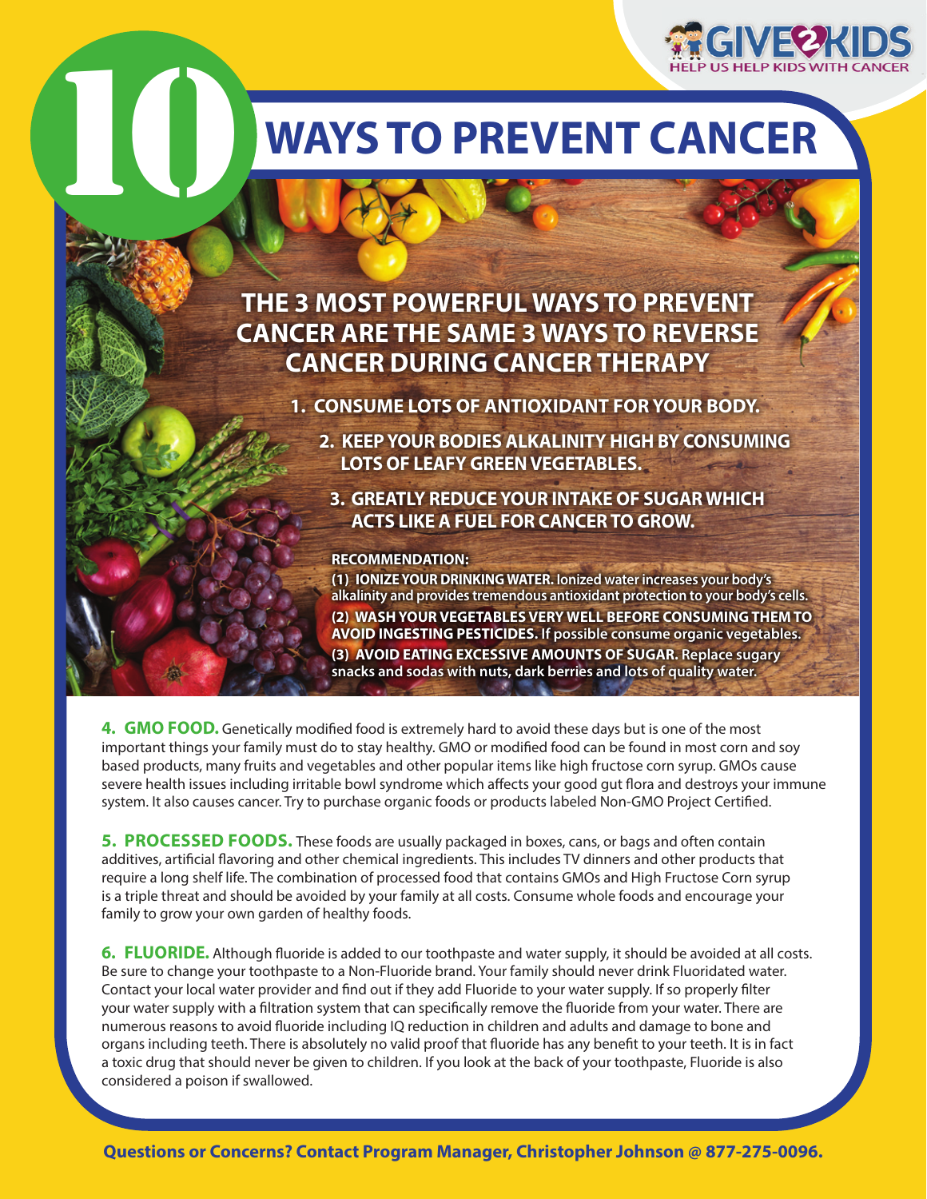GIVE2KIDS
HELP US HELP KIDS WITH CANCER

# 10 WAYS TO PREVENT CANCER

## THE 3 MOST POWERFUL WAYS TO PREVENT CANCER ARE THE SAME 3 WAYS TO REVERSE CANCER DURING CANCER THERAPY

1. **CONSUME LOTS OF ANTIOXIDANT FOR YOUR BODY.**
2. **KEEP YOUR BODIES ALKALINITY HIGH BY CONSUMING LOTS OF LEAFY GREEN VEGETABLES.**
3. **GREATLY REDUCE YOUR INTAKE OF SUGAR WHICH ACTS LIKE A FUEL FOR CANCER TO GROW.**

**RECOMMENDATION:**

**(1) IONIZE YOUR DRINKING WATER.** Ionized water increases your body's alkalinity and provides tremendous antioxidant protection to your body's cells.

**(2) WASH YOUR VEGETABLES VERY WELL BEFORE CONSUMING THEM TO AVOID INGESTING PESTICIDES.** If possible consume organic vegetables.

**(3) AVOID EATING EXCESSIVE AMOUNTS OF SUGAR.** Replace sugary snacks and sodas with nuts, dark berries and lots of quality water.

**4. GMO FOOD.** Genetically modified food is extremely hard to avoid these days but is one of the most important things your family must do to stay healthy. GMO or modified food can be found in most corn and soy based products, many fruits and vegetables and other popular items like high fructose corn syrup. GMOs cause severe health issues including irritable bowl syndrome which affects your good gut flora and destroys your immune system. It also causes cancer. Try to purchase organic foods or products labeled Non-GMO Project Certified.

**5. PROCESSED FOODS.** These foods are usually packaged in boxes, cans, or bags and often contain additives, artificial flavoring and other chemical ingredients. This includes TV dinners and other products that require a long shelf life. The combination of processed food that contains GMOs and High Fructose Corn syrup is a triple threat and should be avoided by your family at all costs. Consume whole foods and encourage your family to grow your own garden of healthy foods.

**6. FLUORIDE.** Although fluoride is added to our toothpaste and water supply, it should be avoided at all costs. Be sure to change your toothpaste to a Non-Fluoride brand. Your family should never drink Fluoridated water. Contact your local water provider and find out if they add Fluoride to your water supply. If so properly filter your water supply with a filtration system that can specifically remove the fluoride from your water. There are numerous reasons to avoid fluoride including IQ reduction in children and adults and damage to bone and organs including teeth. There is absolutely no valid proof that fluoride has any benefit to your teeth. It is in fact a toxic drug that should never be given to children. If you look at the back of your toothpaste, Fluoride is also considered a poison if swallowed.

**Questions or Concerns? Contact Program Manager, Christopher Johnson @ 877-275-0096.**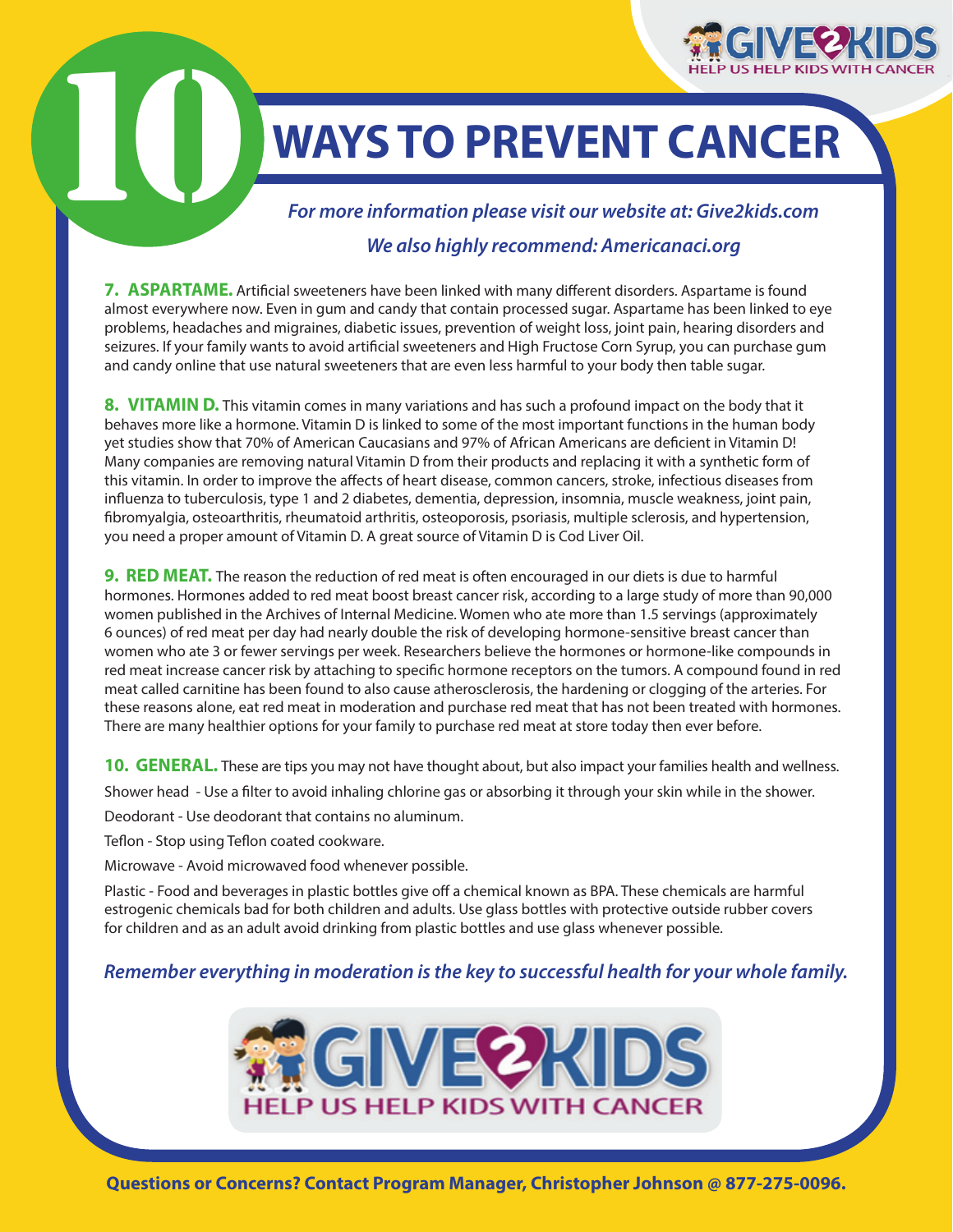# 10 WAYS TO PREVENT CANCER

***For more information please visit our website at: Give2kids.com***

***We also highly recommend: Americanaci.org***

**7. ASPARTAME.** Artificial sweeteners have been linked with many different disorders. Aspartame is found almost everywhere now. Even in gum and candy that contain processed sugar. Aspartame has been linked to eye problems, headaches and migraines, diabetic issues, prevention of weight loss, joint pain, hearing disorders and seizures. If your family wants to avoid artificial sweeteners and High Fructose Corn Syrup, you can purchase gum and candy online that use natural sweeteners that are even less harmful to your body then table sugar.

**8. VITAMIN D.** This vitamin comes in many variations and has such a profound impact on the body that it behaves more like a hormone. Vitamin D is linked to some of the most important functions in the human body yet studies show that 70% of American Caucasians and 97% of African Americans are deficient in Vitamin D! Many companies are removing natural Vitamin D from their products and replacing it with a synthetic form of this vitamin. In order to improve the affects of heart disease, common cancers, stroke, infectious diseases from influenza to tuberculosis, type 1 and 2 diabetes, dementia, depression, insomnia, muscle weakness, joint pain, fibromyalgia, osteoarthritis, rheumatoid arthritis, osteoporosis, psoriasis, multiple sclerosis, and hypertension, you need a proper amount of Vitamin D. A great source of Vitamin D is Cod Liver Oil.

**9. RED MEAT.** The reason the reduction of red meat is often encouraged in our diets is due to harmful hormones. Hormones added to red meat boost breast cancer risk, according to a large study of more than 90,000 women published in the Archives of Internal Medicine. Women who ate more than 1.5 servings (approximately 6 ounces) of red meat per day had nearly double the risk of developing hormone-sensitive breast cancer than women who ate 3 or fewer servings per week. Researchers believe the hormones or hormone-like compounds in red meat increase cancer risk by attaching to specific hormone receptors on the tumors. A compound found in red meat called carnitine has been found to also cause atherosclerosis, the hardening or clogging of the arteries. For these reasons alone, eat red meat in moderation and purchase red meat that has not been treated with hormones. There are many healthier options for your family to purchase red meat at store today then ever before.

**10. GENERAL.** These are tips you may not have thought about, but also impact your families health and wellness.

Shower head - Use a filter to avoid inhaling chlorine gas or absorbing it through your skin while in the shower.

Deodorant - Use deodorant that contains no aluminum.

Teflon - Stop using Teflon coated cookware.

Microwave - Avoid microwaved food whenever possible.

Plastic - Food and beverages in plastic bottles give off a chemical known as BPA. These chemicals are harmful estrogenic chemicals bad for both children and adults. Use glass bottles with protective outside rubber covers for children and as an adult avoid drinking from plastic bottles and use glass whenever possible.

***Remember everything in moderation is the key to successful health for your whole family.***

GIVE2KIDS
HELP US HELP KIDS WITH CANCER

**Questions or Concerns? Contact Program Manager, Christopher Johnson @ 877-275-0096.**